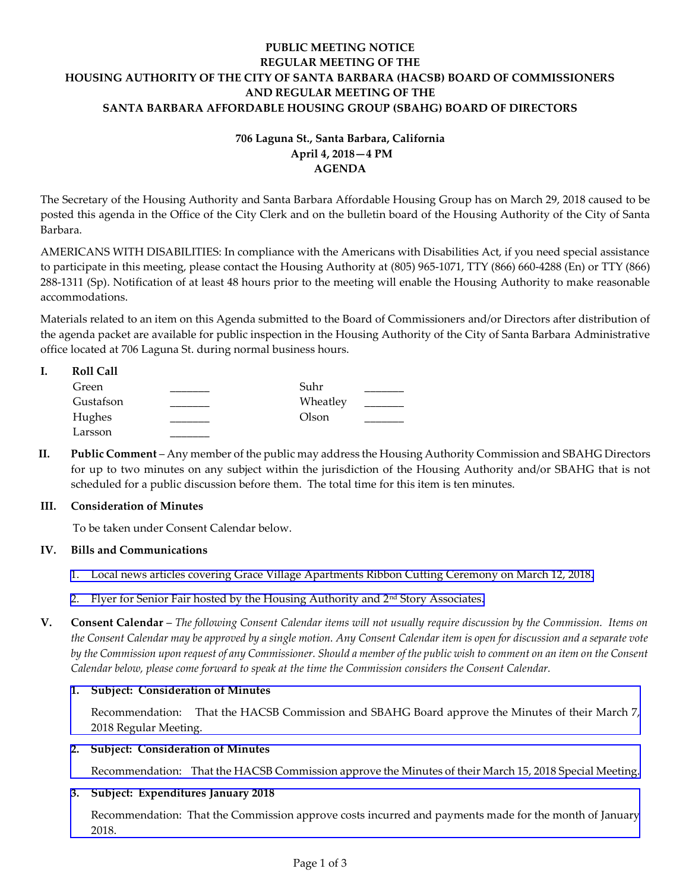# PUBLIC MEETING NOTICE
# REGULAR MEETING OF THE
# HOUSING AUTHORITY OF THE CITY OF SANTA BARBARA (HACSB) BOARD OF COMMISSIONERS
# AND REGULAR MEETING OF THE
# SANTA BARBARA AFFORDABLE HOUSING GROUP (SBAHG) BOARD OF DIRECTORS

**706 Laguna St., Santa Barbara, California**
**April 4, 2018—4 PM**
**AGENDA**

The Secretary of the Housing Authority and Santa Barbara Affordable Housing Group has on March 29, 2018 caused to be posted this agenda in the Office of the City Clerk and on the bulletin board of the Housing Authority of the City of Santa Barbara.

AMERICANS WITH DISABILITIES: In compliance with the Americans with Disabilities Act, if you need special assistance to participate in this meeting, please contact the Housing Authority at (805) 965-1071, TTY (866) 660-4288 (En) or TTY (866) 288-1311 (Sp). Notification of at least 48 hours prior to the meeting will enable the Housing Authority to make reasonable accommodations.

Materials related to an item on this Agenda submitted to the Board of Commissioners and/or Directors after distribution of the agenda packet are available for public inspection in the Housing Authority of the City of Santa Barbara Administrative office located at 706 Laguna St. during normal business hours.

**I. Roll Call**

| | | | |
|---|---|---|---|
| Green | _______ | Suhr | _______ |
| Gustafson | _______ | Wheatley | _______ |
| Hughes | _______ | Olson | _______ |
| Larsson | _______ | | |

**II. Public Comment** – Any member of the public may address the Housing Authority Commission and SBAHG Directors for up to two minutes on any subject within the jurisdiction of the Housing Authority and/or SBAHG that is not scheduled for a public discussion before them. The total time for this item is ten minutes.

**III. Consideration of Minutes**

To be taken under Consent Calendar below.

**IV. Bills and Communications**

1. Local news articles covering Grace Village Apartments Ribbon Cutting Ceremony on March 12, 2018.

2. Flyer for Senior Fair hosted by the Housing Authority and 2nd Story Associates.

**V. Consent Calendar** – *The following Consent Calendar items will not usually require discussion by the Commission. Items on the Consent Calendar may be approved by a single motion. Any Consent Calendar item is open for discussion and a separate vote by the Commission upon request of any Commissioner. Should a member of the public wish to comment on an item on the Consent Calendar below, please come forward to speak at the time the Commission considers the Consent Calendar.*

**1. Subject: Consideration of Minutes**

Recommendation: That the HACSB Commission and SBAHG Board approve the Minutes of their March 7, 2018 Regular Meeting.

**2. Subject: Consideration of Minutes**

Recommendation: That the HACSB Commission approve the Minutes of their March 15, 2018 Special Meeting.

**3. Subject: Expenditures January 2018**

Recommendation: That the Commission approve costs incurred and payments made for the month of January 2018.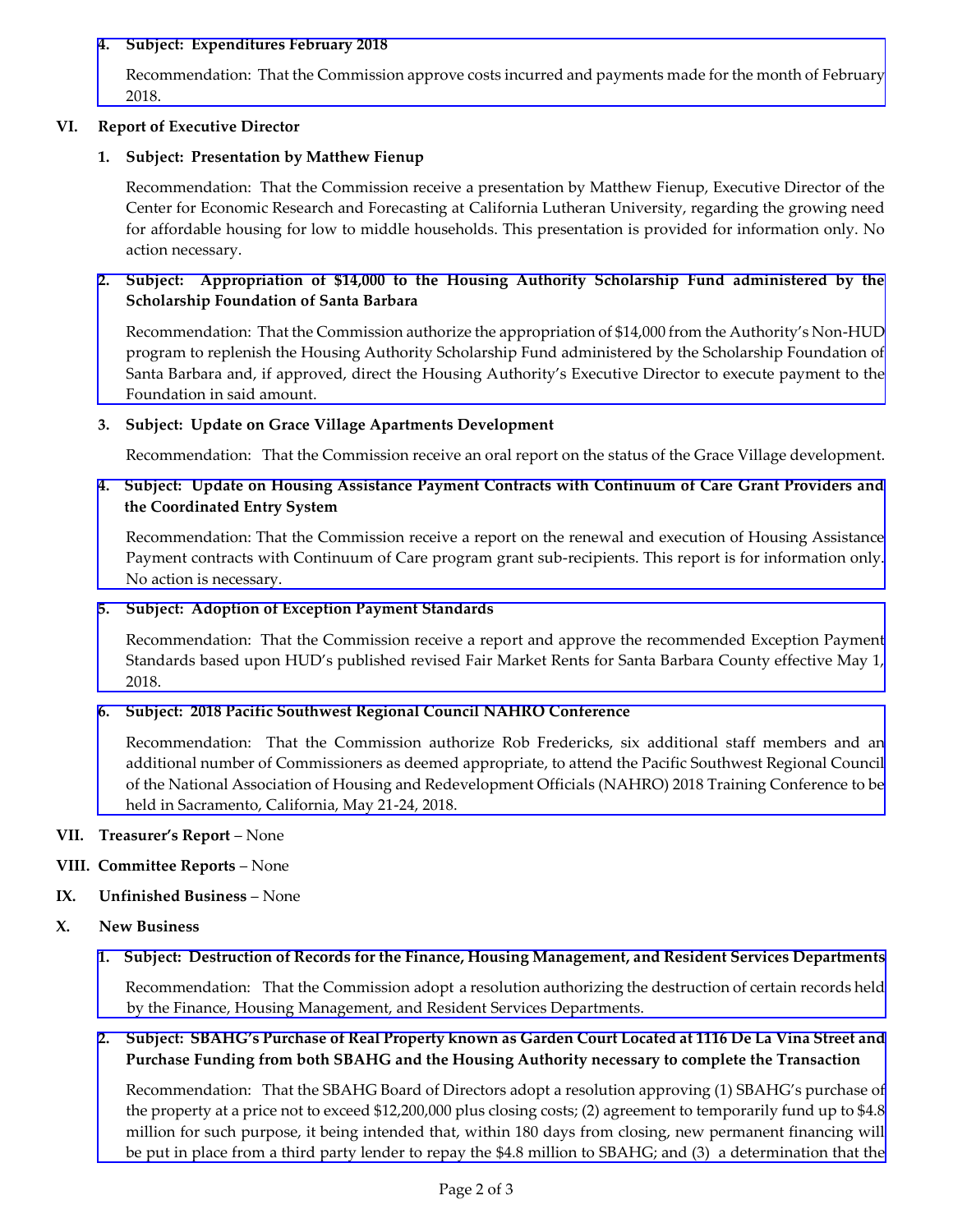4. **Subject: Expenditures February 2018**

   Recommendation: That the Commission approve costs incurred and payments made for the month of February 2018.

**VI. Report of Executive Director**

1. **Subject: Presentation by Matthew Fienup**

   Recommendation: That the Commission receive a presentation by Matthew Fienup, Executive Director of the Center for Economic Research and Forecasting at California Lutheran University, regarding the growing need for affordable housing for low to middle households. This presentation is provided for information only. No action necessary.

2. **Subject: Appropriation of $14,000 to the Housing Authority Scholarship Fund administered by the Scholarship Foundation of Santa Barbara**

   Recommendation: That the Commission authorize the appropriation of $14,000 from the Authority's Non-HUD program to replenish the Housing Authority Scholarship Fund administered by the Scholarship Foundation of Santa Barbara and, if approved, direct the Housing Authority's Executive Director to execute payment to the Foundation in said amount.

3. **Subject: Update on Grace Village Apartments Development**

   Recommendation: That the Commission receive an oral report on the status of the Grace Village development.

4. **Subject: Update on Housing Assistance Payment Contracts with Continuum of Care Grant Providers and the Coordinated Entry System**

   Recommendation: That the Commission receive a report on the renewal and execution of Housing Assistance Payment contracts with Continuum of Care program grant sub-recipients. This report is for information only. No action is necessary.

5. **Subject: Adoption of Exception Payment Standards**

   Recommendation: That the Commission receive a report and approve the recommended Exception Payment Standards based upon HUD's published revised Fair Market Rents for Santa Barbara County effective May 1, 2018.

6. **Subject: 2018 Pacific Southwest Regional Council NAHRO Conference**

   Recommendation: That the Commission authorize Rob Fredericks, six additional staff members and an additional number of Commissioners as deemed appropriate, to attend the Pacific Southwest Regional Council of the National Association of Housing and Redevelopment Officials (NAHRO) 2018 Training Conference to be held in Sacramento, California, May 21-24, 2018.

**VII. Treasurer's Report** – None

**VIII. Committee Reports** – None

**IX. Unfinished Business** – None

**X. New Business**

1. **Subject: Destruction of Records for the Finance, Housing Management, and Resident Services Departments**

   Recommendation: That the Commission adopt a resolution authorizing the destruction of certain records held by the Finance, Housing Management, and Resident Services Departments.

2. **Subject: SBAHG's Purchase of Real Property known as Garden Court Located at 1116 De La Vina Street and Purchase Funding from both SBAHG and the Housing Authority necessary to complete the Transaction**

   Recommendation: That the SBAHG Board of Directors adopt a resolution approving (1) SBAHG's purchase of the property at a price not to exceed $12,200,000 plus closing costs; (2) agreement to temporarily fund up to $4.8 million for such purpose, it being intended that, within 180 days from closing, new permanent financing will be put in place from a third party lender to repay the $4.8 million to SBAHG; and (3) a determination that the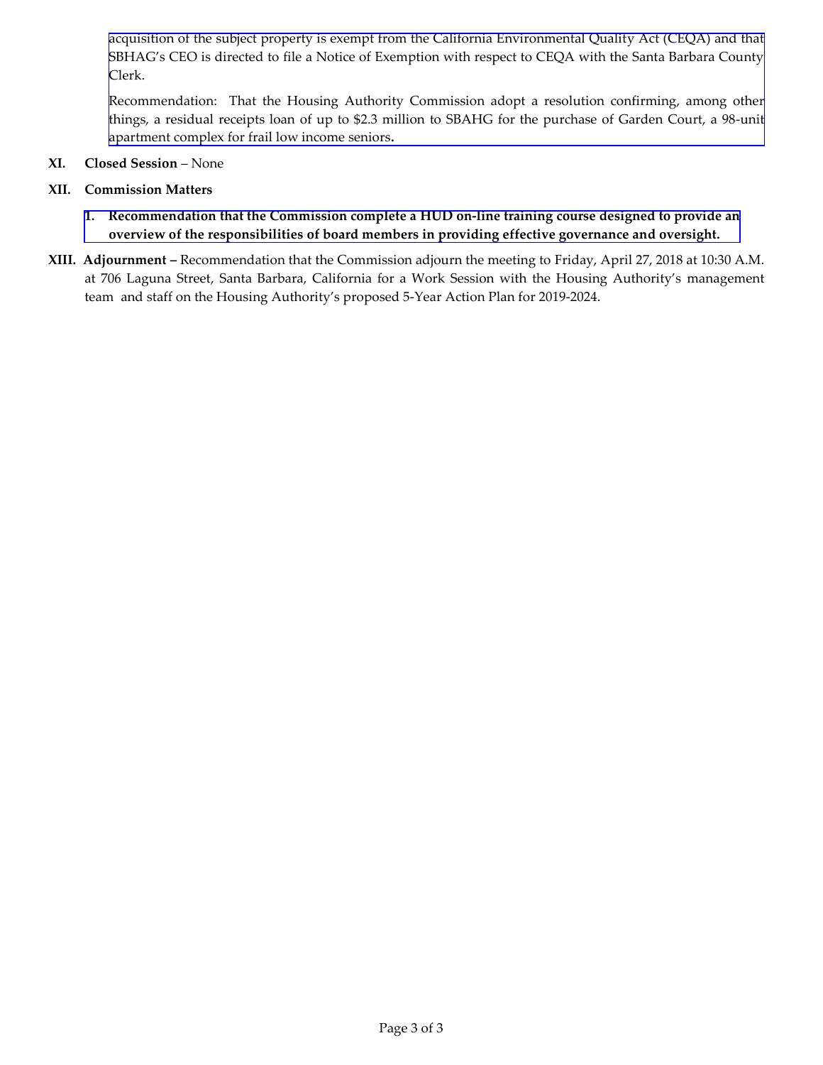acquisition of the subject property is exempt from the California Environmental Quality Act (CEQA) and that SBHAG's CEO is directed to file a Notice of Exemption with respect to CEQA with the Santa Barbara County Clerk.

Recommendation: That the Housing Authority Commission adopt a resolution confirming, among other things, a residual receipts loan of up to $2.3 million to SBAHG for the purchase of Garden Court, a 98-unit apartment complex for frail low income seniors**.**

**XI. Closed Session** – None

**XII. Commission Matters**

1. **Recommendation that the Commission complete a HUD on-line training course designed to provide an overview of the responsibilities of board members in providing effective governance and oversight.**

**XIII. Adjournment –** Recommendation that the Commission adjourn the meeting to Friday, April 27, 2018 at 10:30 A.M. at 706 Laguna Street, Santa Barbara, California for a Work Session with the Housing Authority's management team and staff on the Housing Authority's proposed 5-Year Action Plan for 2019-2024.